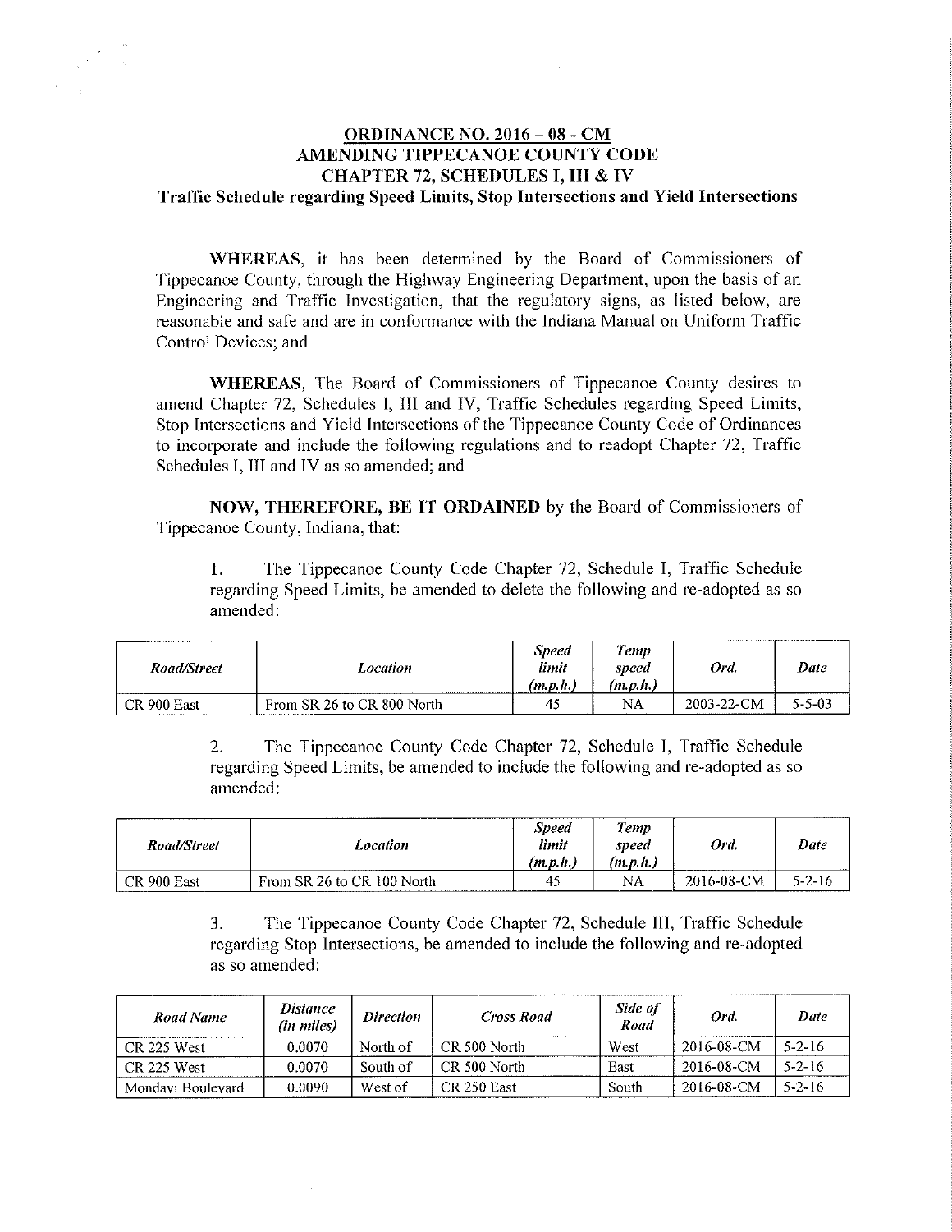# ORDINANCE NO. 2016 – 08 - CM
## AMENDING TIPPECANOE COUNTY CODE
## CHAPTER 72, SCHEDULES I, III & IV
### Traffic Schedule regarding Speed Limits, Stop Intersections and Yield Intersections

**WHEREAS**, it has been determined by the Board of Commissioners of Tippecanoe County, through the Highway Engineering Department, upon the basis of an Engineering and Traffic Investigation, that the regulatory signs, as listed below, are reasonable and safe and are in conformance with the Indiana Manual on Uniform Traffic Control Devices; and

**WHEREAS**, The Board of Commissioners of Tippecanoe County desires to amend Chapter 72, Schedules I, III and IV, Traffic Schedules regarding Speed Limits, Stop Intersections and Yield Intersections of the Tippecanoe County Code of Ordinances to incorporate and include the following regulations and to readopt Chapter 72, Traffic Schedules I, III and IV as so amended; and

**NOW, THEREFORE, BE IT ORDAINED** by the Board of Commissioners of Tippecanoe County, Indiana, that:

1. The Tippecanoe County Code Chapter 72, Schedule I, Traffic Schedule regarding Speed Limits, be amended to delete the following and re-adopted as so amended:

| *Road/Street* | *Location* | *Speed limit (m.p.h.)* | *Temp speed (m.p.h.)* | *Ord.* | *Date* |
|---|---|---|---|---|---|
| CR 900 East | From SR 26 to CR 800 North | 45 | NA | 2003-22-CM | 5-5-03 |

2. The Tippecanoe County Code Chapter 72, Schedule I, Traffic Schedule regarding Speed Limits, be amended to include the following and re-adopted as so amended:

| *Road/Street* | *Location* | *Speed limit (m.p.h.)* | *Temp speed (m.p.h.)* | *Ord.* | *Date* |
|---|---|---|---|---|---|
| CR 900 East | From SR 26 to CR 100 North | 45 | NA | 2016-08-CM | 5-2-16 |

3. The Tippecanoe County Code Chapter 72, Schedule III, Traffic Schedule regarding Stop Intersections, be amended to include the following and re-adopted as so amended:

| *Road Name* | *Distance (in miles)* | *Direction* | *Cross Road* | *Side of Road* | *Ord.* | *Date* |
|---|---|---|---|---|---|---|
| CR 225 West | 0.0070 | North of | CR 500 North | West | 2016-08-CM | 5-2-16 |
| CR 225 West | 0.0070 | South of | CR 500 North | East | 2016-08-CM | 5-2-16 |
| Mondavi Boulevard | 0.0090 | West of | CR 250 East | South | 2016-08-CM | 5-2-16 |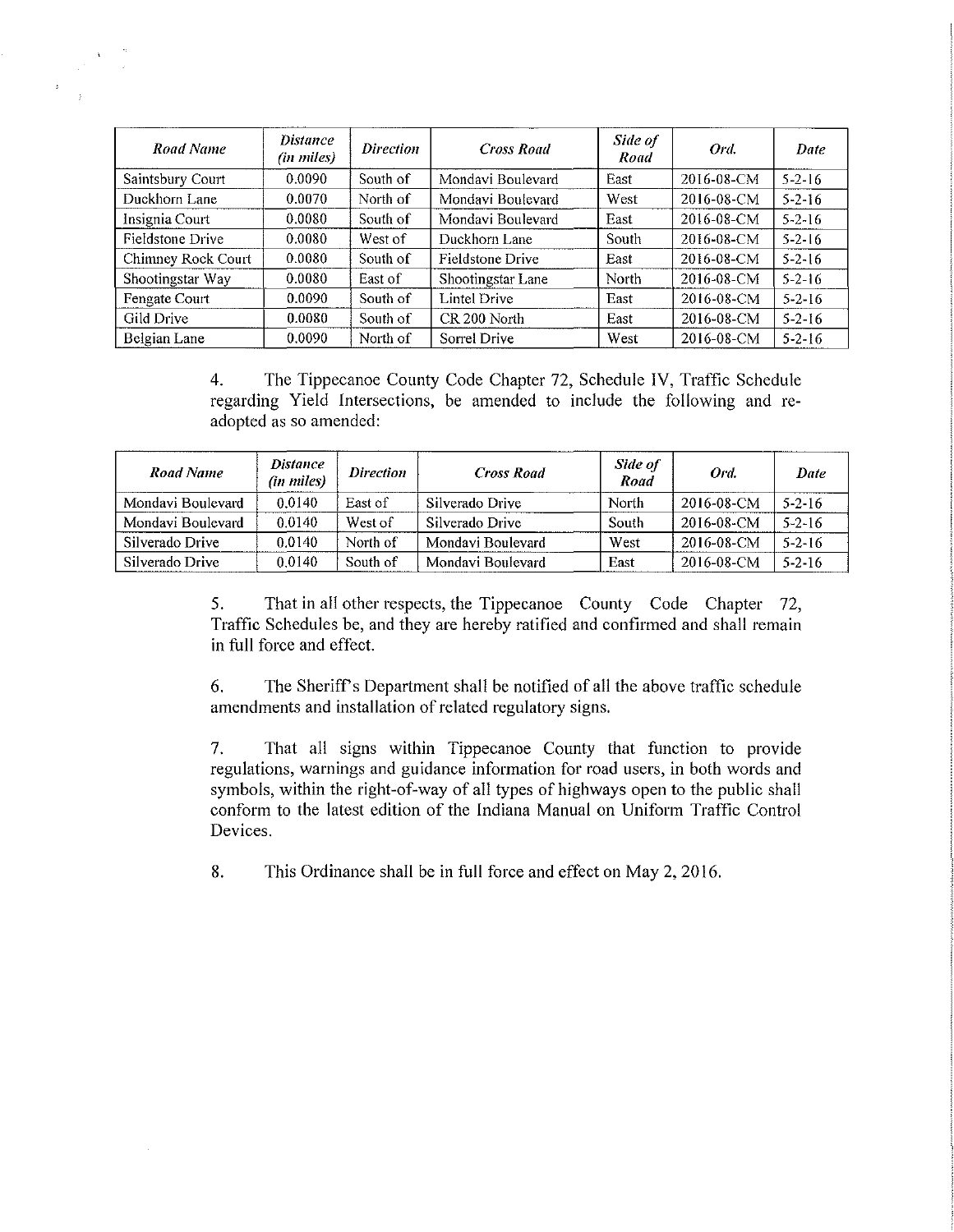| *Road Name* | *Distance (in miles)* | *Direction* | *Cross Road* | *Side of Road* | *Ord.* | *Date* |
|---|---|---|---|---|---|---|
| Saintsbury Court | 0.0090 | South of | Mondavi Boulevard | East | 2016-08-CM | 5-2-16 |
| Duckhorn Lane | 0.0070 | North of | Mondavi Boulevard | West | 2016-08-CM | 5-2-16 |
| Insignia Court | 0.0080 | South of | Mondavi Boulevard | East | 2016-08-CM | 5-2-16 |
| Fieldstone Drive | 0.0080 | West of | Duckhorn Lane | South | 2016-08-CM | 5-2-16 |
| Chimney Rock Court | 0.0080 | South of | Fieldstone Drive | East | 2016-08-CM | 5-2-16 |
| Shootingstar Way | 0.0080 | East of | Shootingstar Lane | North | 2016-08-CM | 5-2-16 |
| Fengate Court | 0.0090 | South of | Lintel Drive | East | 2016-08-CM | 5-2-16 |
| Gild Drive | 0.0080 | South of | CR 200 North | East | 2016-08-CM | 5-2-16 |
| Belgian Lane | 0.0090 | North of | Sorrel Drive | West | 2016-08-CM | 5-2-16 |

4. The Tippecanoe County Code Chapter 72, Schedule IV, Traffic Schedule regarding Yield Intersections, be amended to include the following and re-adopted as so amended:

| *Road Name* | *Distance (in miles)* | *Direction* | *Cross Road* | *Side of Road* | *Ord.* | *Date* |
|---|---|---|---|---|---|---|
| Mondavi Boulevard | 0.0140 | East of | Silverado Drive | North | 2016-08-CM | 5-2-16 |
| Mondavi Boulevard | 0.0140 | West of | Silverado Drive | South | 2016-08-CM | 5-2-16 |
| Silverado Drive | 0.0140 | North of | Mondavi Boulevard | West | 2016-08-CM | 5-2-16 |
| Silverado Drive | 0.0140 | South of | Mondavi Boulevard | East | 2016-08-CM | 5-2-16 |

5. That in all other respects, the Tippecanoe County Code Chapter 72, Traffic Schedules be, and they are hereby ratified and confirmed and shall remain in full force and effect.

6. The Sheriff's Department shall be notified of all the above traffic schedule amendments and installation of related regulatory signs.

7. That all signs within Tippecanoe County that function to provide regulations, warnings and guidance information for road users, in both words and symbols, within the right-of-way of all types of highways open to the public shall conform to the latest edition of the Indiana Manual on Uniform Traffic Control Devices.

8. This Ordinance shall be in full force and effect on May 2, 2016.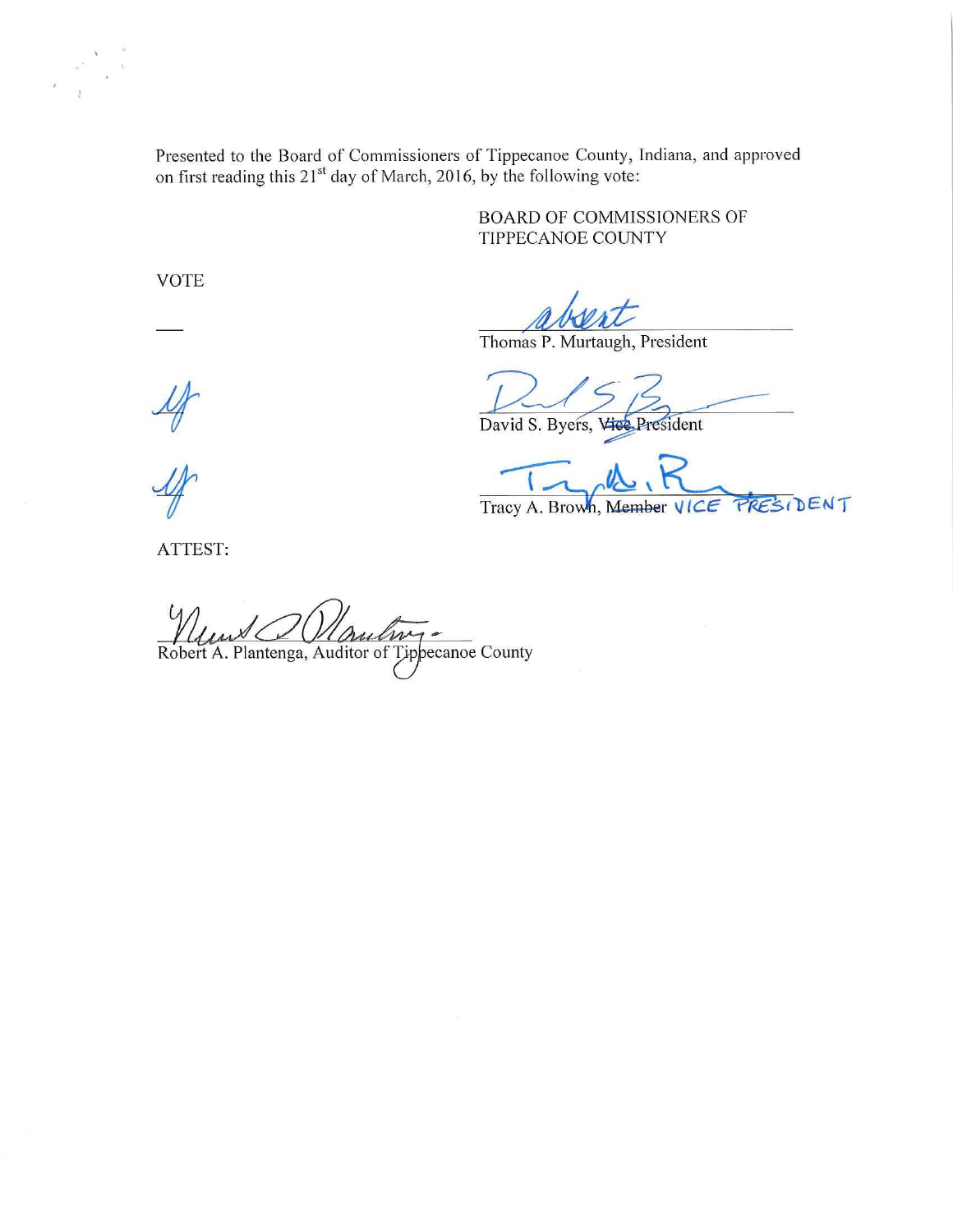Presented to the Board of Commissioners of Tippecanoe County, Indiana, and approved on first reading this 21st day of March, 2016, by the following vote:

BOARD OF COMMISSIONERS OF
TIPPECANOE COUNTY

VOTE

| VOTE | |
| --- | --- |
| — | absent<br>Thomas P. Murtaugh, President |
| ay | David S. Byers, ~~Vice~~ President |
| ay | Tracy A. Brown, ~~Member~~ VICE PRESIDENT |

ATTEST:

Robert A. Plantenga, Auditor of Tippecanoe County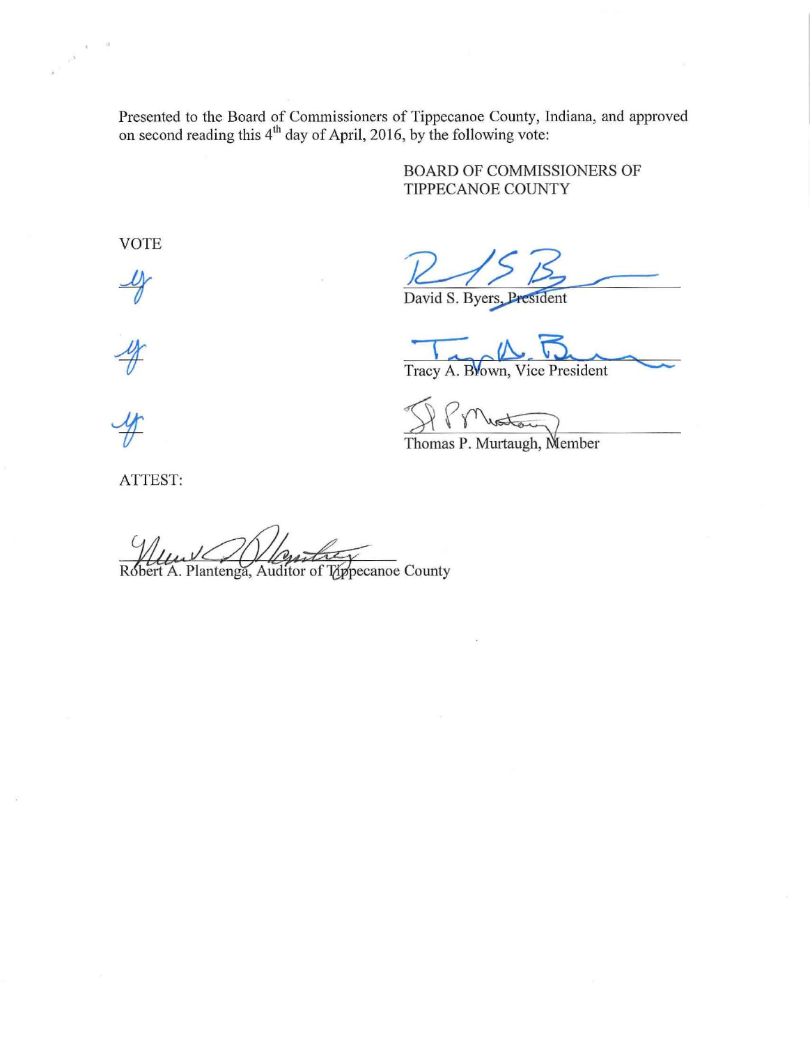Presented to the Board of Commissioners of Tippecanoe County, Indiana, and approved on second reading this 4th day of April, 2016, by the following vote:

BOARD OF COMMISSIONERS OF TIPPECANOE COUNTY

| VOTE | |
|---|---|
| y | David S. Byers, President |
| y | Tracy A. Brown, Vice President |
| y | Thomas P. Murtaugh, Member |

ATTEST:

Robert A. Plantenga, Auditor of Tippecanoe County